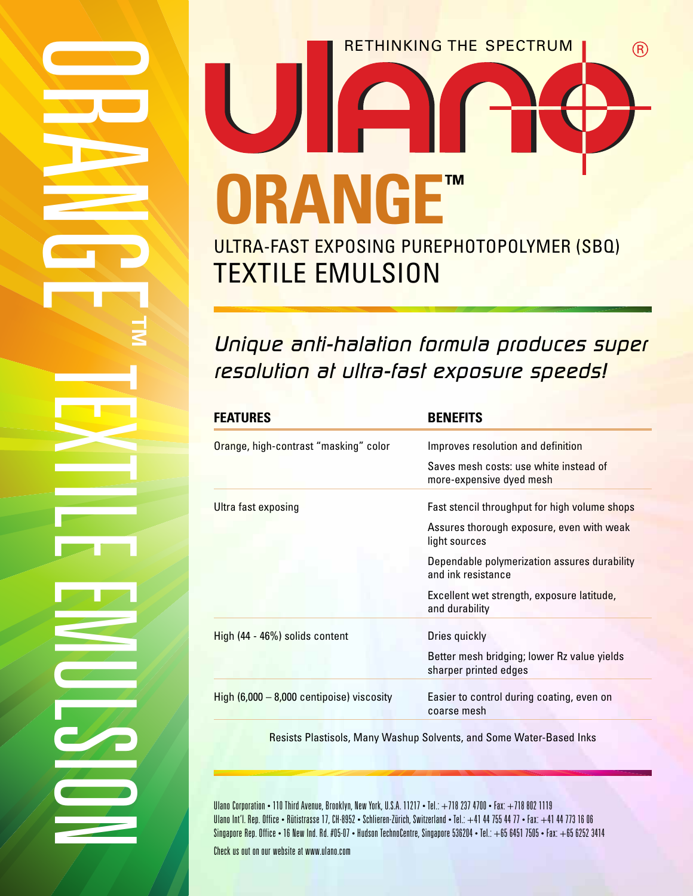ORANGE™ TEXTILE EMULSION

RETHINKING THE SPECTRUM

ulano®

# ORANGE™

## ULTRA-FAST EXPOSING PUREPHOTOPOLYMER (SBQ) TEXTILE EMULSION

*Unique anti-halation formula produces super resolution at ultra-fast exposure speeds!*

| FEATURES | BENEFITS |
| --- | --- |
| Orange, high-contrast "masking" color | Improves resolution and definition |
| | Saves mesh costs: use white instead of more-expensive dyed mesh |
| Ultra fast exposing | Fast stencil throughput for high volume shops |
| | Assures thorough exposure, even with weak light sources |
| | Dependable polymerization assures durability and ink resistance |
| | Excellent wet strength, exposure latitude, and durability |
| High (44 - 46%) solids content | Dries quickly |
| | Better mesh bridging; lower Rz value yields sharper printed edges |
| High (6,000 – 8,000 centipoise) viscosity | Easier to control during coating, even on coarse mesh |

Resists Plastisols, Many Washup Solvents, and Some Water-Based Inks

Ulano Corporation • 110 Third Avenue, Brooklyn, New York, U.S.A. 11217 • Tel.: +718 237 4700 • Fax: +718 802 1119
Ulano Int'l. Rep. Office • Rütistrasse 17, CH-8952 • Schlieren-Zürich, Switzerland • Tel.: +41 44 755 44 77 • Fax: +41 44 773 16 06
Singapore Rep. Office • 16 New Ind. Rd. #05-07 • Hudson TechnoCentre, Singapore 536204 • Tel.: +65 6451 7505 • Fax: +65 6252 3414

Check us out on our website at www.ulano.com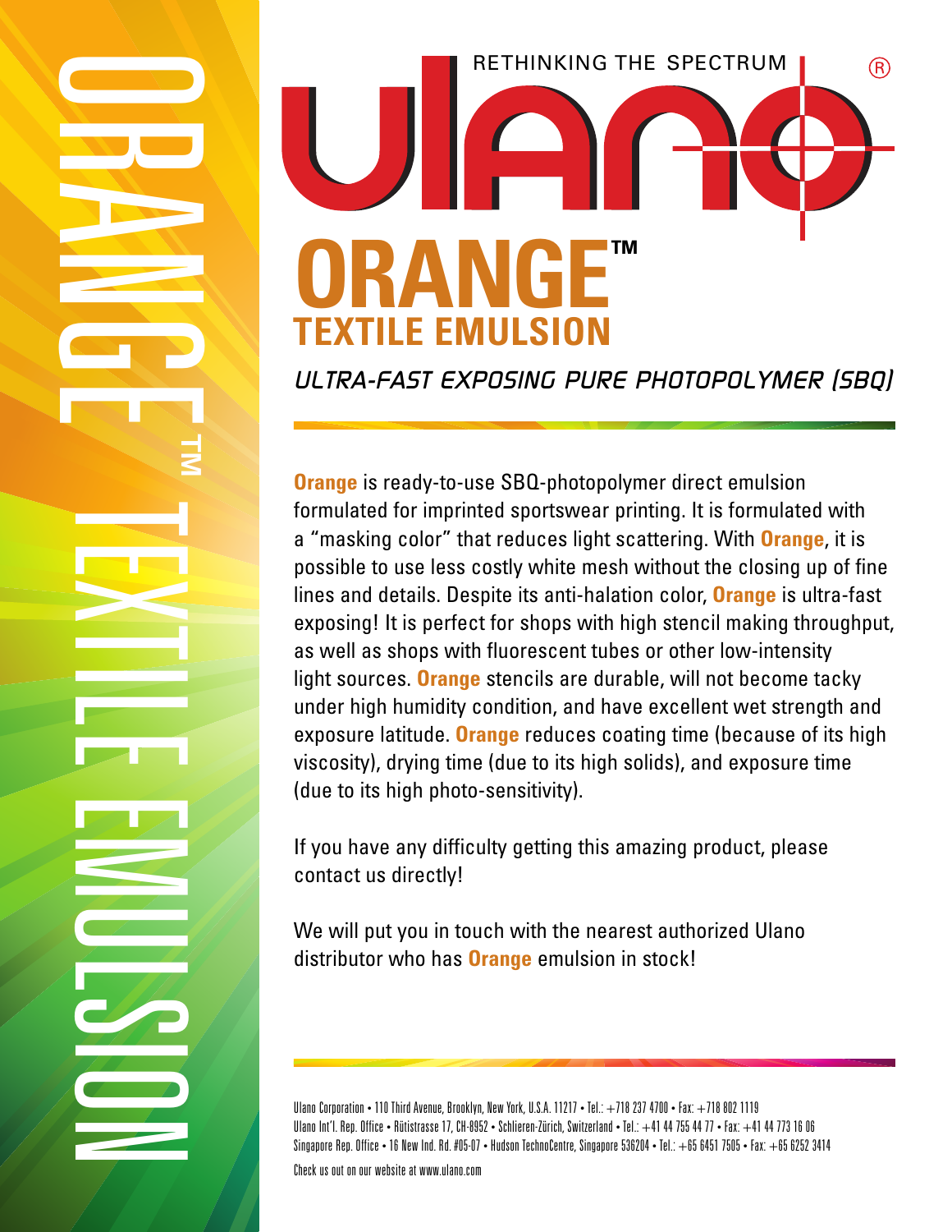RETHINKING THE SPECTRUM

# ulano®

# ORANGE™

## TEXTILE EMULSION

*ULTRA-FAST EXPOSING PURE PHOTOPOLYMER (SBQ)*

**Orange** is ready-to-use SBQ-photopolymer direct emulsion formulated for imprinted sportswear printing. It is formulated with a "masking color" that reduces light scattering. With **Orange**, it is possible to use less costly white mesh without the closing up of fine lines and details. Despite its anti-halation color, **Orange** is ultra-fast exposing! It is perfect for shops with high stencil making throughput, as well as shops with fluorescent tubes or other low-intensity light sources. **Orange** stencils are durable, will not become tacky under high humidity condition, and have excellent wet strength and exposure latitude. **Orange** reduces coating time (because of its high viscosity), drying time (due to its high solids), and exposure time (due to its high photo-sensitivity).

If you have any difficulty getting this amazing product, please contact us directly!

We will put you in touch with the nearest authorized Ulano distributor who has **Orange** emulsion in stock!

Ulano Corporation • 110 Third Avenue, Brooklyn, New York, U.S.A. 11217 • Tel.: +718 237 4700 • Fax: +718 802 1119
Ulano Int'l. Rep. Office • Rütistrasse 17, CH-8952 • Schlieren-Zürich, Switzerland • Tel.: +41 44 755 44 77 • Fax: +41 44 773 16 06
Singapore Rep. Office • 16 New Ind. Rd. #05-07 • Hudson TechnoCentre, Singapore 536204 • Tel.: +65 6451 7505 • Fax: +65 6252 3414

Check us out on our website at www.ulano.com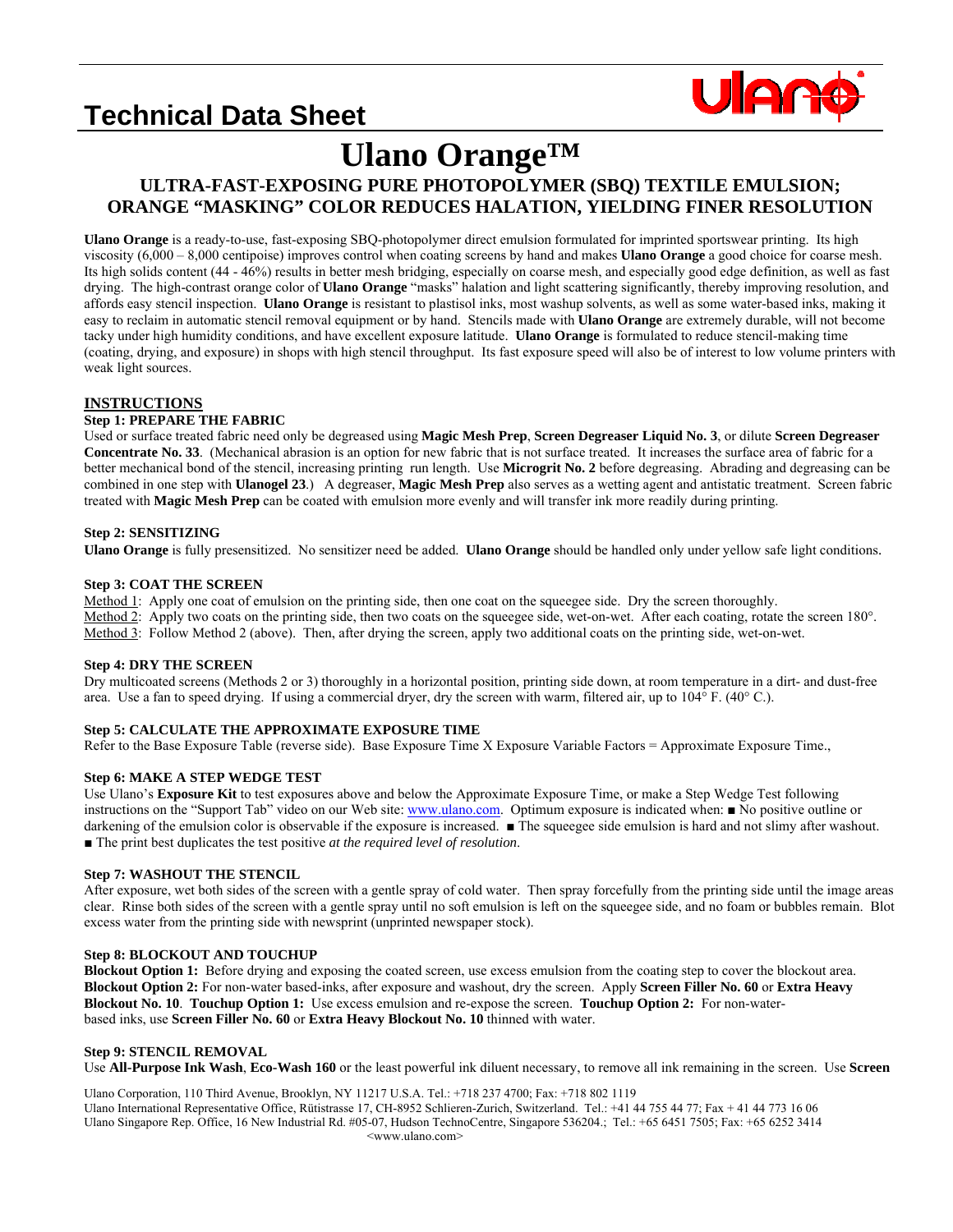# Technical Data Sheet

# Ulano Orange™

## ULTRA-FAST-EXPOSING PURE PHOTOPOLYMER (SBQ) TEXTILE EMULSION; ORANGE "MASKING" COLOR REDUCES HALATION, YIELDING FINER RESOLUTION

**Ulano Orange** is a ready-to-use, fast-exposing SBQ-photopolymer direct emulsion formulated for imprinted sportswear printing. Its high viscosity (6,000 – 8,000 centipoise) improves control when coating screens by hand and makes **Ulano Orange** a good choice for coarse mesh. Its high solids content (44 - 46%) results in better mesh bridging, especially on coarse mesh, and especially good edge definition, as well as fast drying. The high-contrast orange color of **Ulano Orange** "masks" halation and light scattering significantly, thereby improving resolution, and affords easy stencil inspection. **Ulano Orange** is resistant to plastisol inks, most washup solvents, as well as some water-based inks, making it easy to reclaim in automatic stencil removal equipment or by hand. Stencils made with **Ulano Orange** are extremely durable, will not become tacky under high humidity conditions, and have excellent exposure latitude. **Ulano Orange** is formulated to reduce stencil-making time (coating, drying, and exposure) in shops with high stencil throughput. Its fast exposure speed will also be of interest to low volume printers with weak light sources.

### INSTRUCTIONS

**Step 1: PREPARE THE FABRIC**

Used or surface treated fabric need only be degreased using **Magic Mesh Prep**, **Screen Degreaser Liquid No. 3**, or dilute **Screen Degreaser Concentrate No. 33**. (Mechanical abrasion is an option for new fabric that is not surface treated. It increases the surface area of fabric for a better mechanical bond of the stencil, increasing printing run length. Use **Microgrit No. 2** before degreasing. Abrading and degreasing can be combined in one step with **Ulanogel 23**.) A degreaser, **Magic Mesh Prep** also serves as a wetting agent and antistatic treatment. Screen fabric treated with **Magic Mesh Prep** can be coated with emulsion more evenly and will transfer ink more readily during printing.

**Step 2: SENSITIZING**

**Ulano Orange** is fully presensitized. No sensitizer need be added. **Ulano Orange** should be handled only under yellow safe light conditions.

**Step 3: COAT THE SCREEN**

Method 1: Apply one coat of emulsion on the printing side, then one coat on the squeegee side. Dry the screen thoroughly.
Method 2: Apply two coats on the printing side, then two coats on the squeegee side, wet-on-wet. After each coating, rotate the screen 180°.
Method 3: Follow Method 2 (above). Then, after drying the screen, apply two additional coats on the printing side, wet-on-wet.

**Step 4: DRY THE SCREEN**

Dry multicoated screens (Methods 2 or 3) thoroughly in a horizontal position, printing side down, at room temperature in a dirt- and dust-free area. Use a fan to speed drying. If using a commercial dryer, dry the screen with warm, filtered air, up to 104° F. (40° C.).

**Step 5: CALCULATE THE APPROXIMATE EXPOSURE TIME**

Refer to the Base Exposure Table (reverse side). Base Exposure Time X Exposure Variable Factors = Approximate Exposure Time.,

**Step 6: MAKE A STEP WEDGE TEST**

Use Ulano's **Exposure Kit** to test exposures above and below the Approximate Exposure Time, or make a Step Wedge Test following instructions on the "Support Tab" video on our Web site: www.ulano.com. Optimum exposure is indicated when: ■ No positive outline or darkening of the emulsion color is observable if the exposure is increased. ■ The squeegee side emulsion is hard and not slimy after washout. ■ The print best duplicates the test positive *at the required level of resolution*.

**Step 7: WASHOUT THE STENCIL**

After exposure, wet both sides of the screen with a gentle spray of cold water. Then spray forcefully from the printing side until the image areas clear. Rinse both sides of the screen with a gentle spray until no soft emulsion is left on the squeegee side, and no foam or bubbles remain. Blot excess water from the printing side with newsprint (unprinted newspaper stock).

**Step 8: BLOCKOUT AND TOUCHUP**

**Blockout Option 1:** Before drying and exposing the coated screen, use excess emulsion from the coating step to cover the blockout area. **Blockout Option 2:** For non-water based-inks, after exposure and washout, dry the screen. Apply **Screen Filler No. 60** or **Extra Heavy Blockout No. 10**. **Touchup Option 1:** Use excess emulsion and re-expose the screen. **Touchup Option 2:** For non-water-based inks, use **Screen Filler No. 60** or **Extra Heavy Blockout No. 10** thinned with water.

**Step 9: STENCIL REMOVAL**

Use **All-Purpose Ink Wash**, **Eco-Wash 160** or the least powerful ink diluent necessary, to remove all ink remaining in the screen. Use **Screen**

Ulano Corporation, 110 Third Avenue, Brooklyn, NY 11217 U.S.A. Tel.: +718 237 4700; Fax: +718 802 1119
Ulano International Representative Office, Rütistrasse 17, CH-8952 Schlieren-Zurich, Switzerland. Tel.: +41 44 755 44 77; Fax + 41 44 773 16 06
Ulano Singapore Rep. Office, 16 New Industrial Rd. #05-07, Hudson TechnoCentre, Singapore 536204.; Tel.: +65 6451 7505; Fax: +65 6252 3414
<www.ulano.com>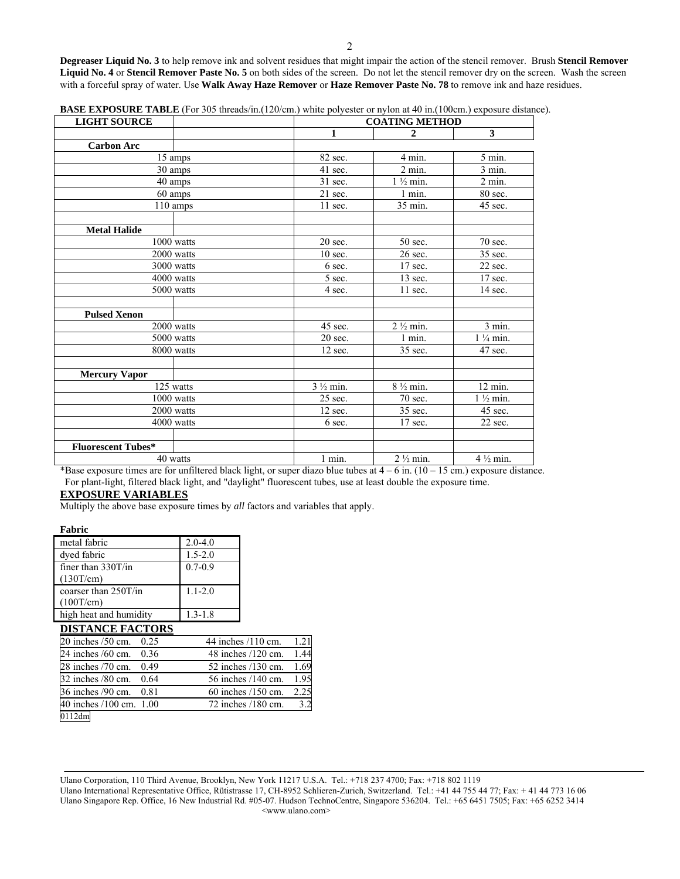**Degreaser Liquid No. 3** to help remove ink and solvent residues that might impair the action of the stencil remover. Brush **Stencil Remover Liquid No. 4** or **Stencil Remover Paste No. 5** on both sides of the screen. Do not let the stencil remover dry on the screen. Wash the screen with a forceful spray of water. Use **Walk Away Haze Remover** or **Haze Remover Paste No. 78** to remove ink and haze residues.

**BASE EXPOSURE TABLE** (For 305 threads/in.(120/cm.) white polyester or nylon at 40 in.(100cm.) exposure distance).

| **LIGHT SOURCE** | | **COATING METHOD** | | |
|---|---|---|---|---|
| | | **1** | **2** | **3** |
| **Carbon Arc** | | | | |
| 15 amps | | 82 sec. | 4 min. | 5 min. |
| 30 amps | | 41 sec. | 2 min. | 3 min. |
| 40 amps | | 31 sec. | 1 ½ min. | 2 min. |
| 60 amps | | 21 sec. | 1 min. | 80 sec. |
| 110 amps | | 11 sec. | 35 min. | 45 sec. |
| | | | | |
| **Metal Halide** | | | | |
| 1000 watts | | 20 sec. | 50 sec. | 70 sec. |
| 2000 watts | | 10 sec. | 26 sec. | 35 sec. |
| 3000 watts | | 6 sec. | 17 sec. | 22 sec. |
| 4000 watts | | 5 sec. | 13 sec. | 17 sec. |
| 5000 watts | | 4 sec. | 11 sec. | 14 sec. |
| | | | | |
| **Pulsed Xenon** | | | | |
| 2000 watts | | 45 sec. | 2 ½ min. | 3 min. |
| 5000 watts | | 20 sec. | 1 min. | 1 ¼ min. |
| 8000 watts | | 12 sec. | 35 sec. | 47 sec. |
| | | | | |
| **Mercury Vapor** | | | | |
| 125 watts | | 3 ½ min. | 8 ½ min. | 12 min. |
| 1000 watts | | 25 sec. | 70 sec. | 1 ½ min. |
| 2000 watts | | 12 sec. | 35 sec. | 45 sec. |
| 4000 watts | | 6 sec. | 17 sec. | 22 sec. |
| | | | | |
| **Fluorescent Tubes*** | | | | |
| 40 watts | | 1 min. | 2 ½ min. | 4 ½ min. |

*Base exposure times are for unfiltered black light, or super diazo blue tubes at 4 – 6 in. (10 – 15 cm.) exposure distance. For plant-light, filtered black light, and "daylight" fluorescent tubes, use at least double the exposure time.

## EXPOSURE VARIABLES

Multiply the above base exposure times by *all* factors and variables that apply.

**Fabric**

| | |
|---|---|
| metal fabric | 2.0-4.0 |
| dyed fabric | 1.5-2.0 |
| finer than 330T/in (130T/cm) | 0.7-0.9 |
| coarser than 250T/in (100T/cm) | 1.1-2.0 |
| high heat and humidity | 1.3-1.8 |

## DISTANCE FACTORS

| | | | |
|---|---|---|---|
| 20 inches /50 cm. | 0.25 | 44 inches /110 cm. | 1.21 |
| 24 inches /60 cm. | 0.36 | 48 inches /120 cm. | 1.44 |
| 28 inches /70 cm. | 0.49 | 52 inches /130 cm. | 1.69 |
| 32 inches /80 cm. | 0.64 | 56 inches /140 cm. | 1.95 |
| 36 inches /90 cm. | 0.81 | 60 inches /150 cm. | 2.25 |
| 40 inches /100 cm. | 1.00 | 72 inches /180 cm. | 3.2 |

0112dm

Ulano Corporation, 110 Third Avenue, Brooklyn, New York 11217 U.S.A. Tel.: +718 237 4700; Fax: +718 802 1119
Ulano International Representative Office, Rütistrasse 17, CH-8952 Schlieren-Zurich, Switzerland. Tel.: +41 44 755 44 77; Fax: + 41 44 773 16 06
Ulano Singapore Rep. Office, 16 New Industrial Rd. #05-07. Hudson TechnoCentre, Singapore 536204. Tel.: +65 6451 7505; Fax: +65 6252 3414
<www.ulano.com>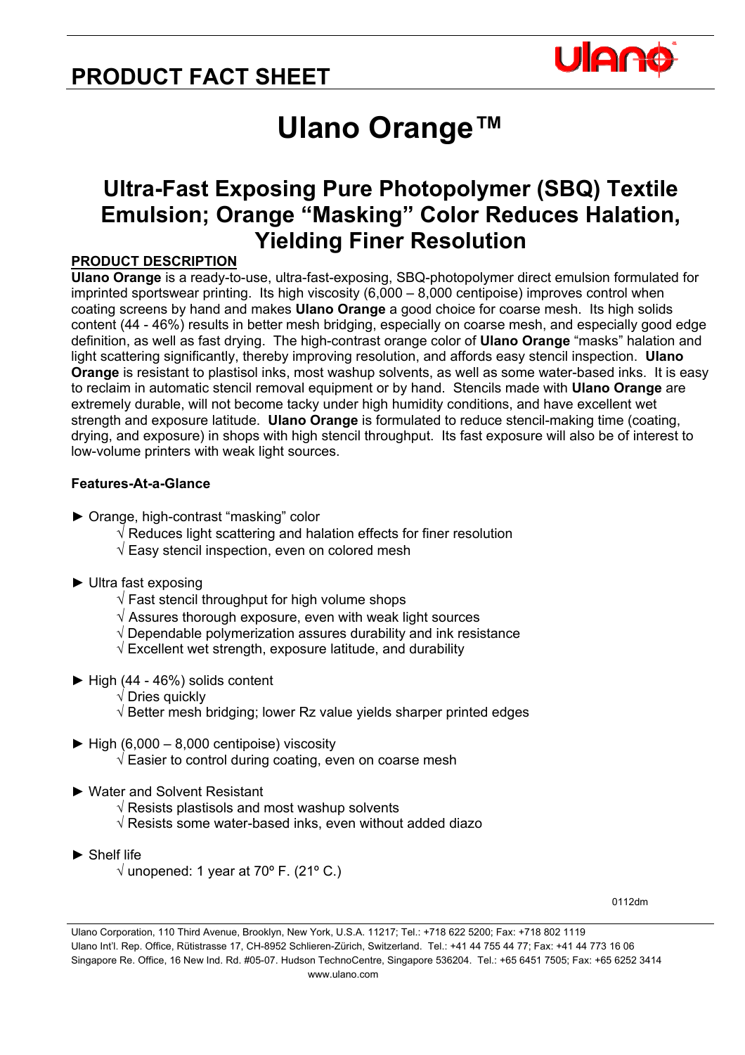# PRODUCT FACT SHEET

# Ulano Orange™

## Ultra-Fast Exposing Pure Photopolymer (SBQ) Textile Emulsion; Orange "Masking" Color Reduces Halation, Yielding Finer Resolution

### PRODUCT DESCRIPTION

**Ulano Orange** is a ready-to-use, ultra-fast-exposing, SBQ-photopolymer direct emulsion formulated for imprinted sportswear printing. Its high viscosity (6,000 – 8,000 centipoise) improves control when coating screens by hand and makes **Ulano Orange** a good choice for coarse mesh. Its high solids content (44 - 46%) results in better mesh bridging, especially on coarse mesh, and especially good edge definition, as well as fast drying. The high-contrast orange color of **Ulano Orange** "masks" halation and light scattering significantly, thereby improving resolution, and affords easy stencil inspection. **Ulano Orange** is resistant to plastisol inks, most washup solvents, as well as some water-based inks. It is easy to reclaim in automatic stencil removal equipment or by hand. Stencils made with **Ulano Orange** are extremely durable, will not become tacky under high humidity conditions, and have excellent wet strength and exposure latitude. **Ulano Orange** is formulated to reduce stencil-making time (coating, drying, and exposure) in shops with high stencil throughput. Its fast exposure will also be of interest to low-volume printers with weak light sources.

**Features-At-a-Glance**

► Orange, high-contrast "masking" color
- √ Reduces light scattering and halation effects for finer resolution
- √ Easy stencil inspection, even on colored mesh

► Ultra fast exposing
- √ Fast stencil throughput for high volume shops
- √ Assures thorough exposure, even with weak light sources
- √ Dependable polymerization assures durability and ink resistance
- √ Excellent wet strength, exposure latitude, and durability

► High (44 - 46%) solids content
- √ Dries quickly
- √ Better mesh bridging; lower Rz value yields sharper printed edges

► High (6,000 – 8,000 centipoise) viscosity
- √ Easier to control during coating, even on coarse mesh

► Water and Solvent Resistant
- √ Resists plastisols and most washup solvents
- √ Resists some water-based inks, even without added diazo

► Shelf life
- √ unopened: 1 year at 70º F. (21º C.)

0112dm

Ulano Corporation, 110 Third Avenue, Brooklyn, New York, U.S.A. 11217; Tel.: +718 622 5200; Fax: +718 802 1119
Ulano Int'l. Rep. Office, Rütistrasse 17, CH-8952 Schlieren-Zürich, Switzerland. Tel.: +41 44 755 44 77; Fax: +41 44 773 16 06
Singapore Re. Office, 16 New Ind. Rd. #05-07. Hudson TechnoCentre, Singapore 536204. Tel.: +65 6451 7505; Fax: +65 6252 3414
www.ulano.com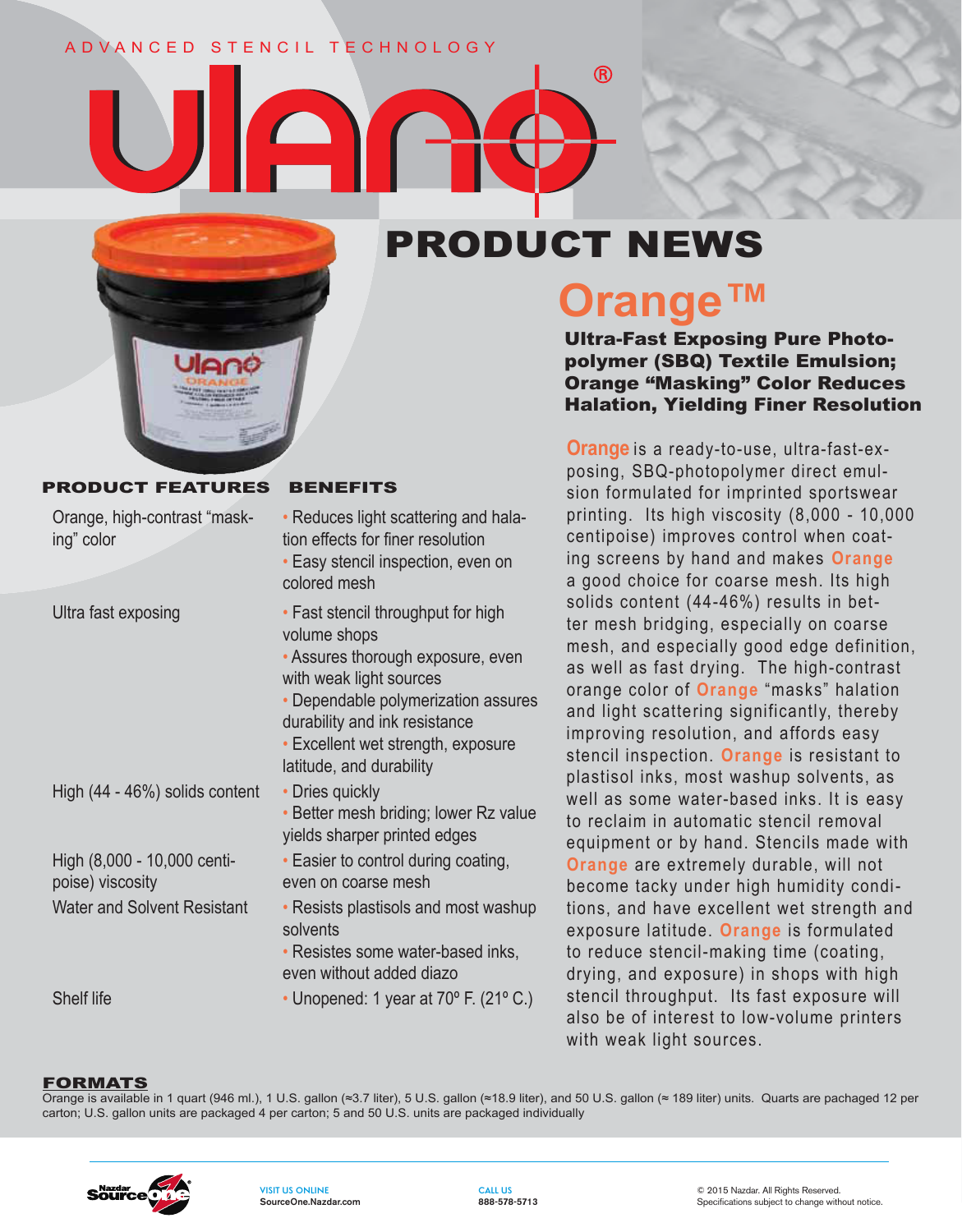ADVANCED STENCIL TECHNOLOGY

# ulano®

## PRODUCT NEWS

# Orange™

### Ultra-Fast Exposing Pure Photo-polymer (SBQ) Textile Emulsion; Orange "Masking" Color Reduces Halation, Yielding Finer Resolution

**Orange** is a ready-to-use, ultra-fast-exposing, SBQ-photopolymer direct emulsion formulated for imprinted sportswear printing. Its high viscosity (8,000 - 10,000 centipoise) improves control when coating screens by hand and makes **Orange** a good choice for coarse mesh. Its high solids content (44-46%) results in better mesh bridging, especially on coarse mesh, and especially good edge definition, as well as fast drying. The high-contrast orange color of **Orange** "masks" halation and light scattering significantly, thereby improving resolution, and affords easy stencil inspection. **Orange** is resistant to plastisol inks, most washup solvents, as well as some water-based inks. It is easy to reclaim in automatic stencil removal equipment or by hand. Stencils made with **Orange** are extremely durable, will not become tacky under high humidity conditions, and have excellent wet strength and exposure latitude. **Orange** is formulated to reduce stencil-making time (coating, drying, and exposure) in shops with high stencil throughput. Its fast exposure will also be of interest to low-volume printers with weak light sources.

| PRODUCT FEATURES | BENEFITS |
|---|---|
| Orange, high-contrast "masking" color | • Reduces light scattering and halation effects for finer resolution<br>• Easy stencil inspection, even on colored mesh |
| Ultra fast exposing | • Fast stencil throughput for high volume shops<br>• Assures thorough exposure, even with weak light sources<br>• Dependable polymerization assures durability and ink resistance<br>• Excellent wet strength, exposure latitude, and durability |
| High (44 - 46%) solids content | • Dries quickly<br>• Better mesh briding; lower Rz value yields sharper printed edges |
| High (8,000 - 10,000 centipoise) viscosity | • Easier to control during coating, even on coarse mesh |
| Water and Solvent Resistant | • Resists plastisols and most washup solvents<br>• Resistes some water-based inks, even without added diazo |
| Shelf life | • Unopened: 1 year at 70° F. (21° C.) |

## FORMATS

Orange is available in 1 quart (946 ml.), 1 U.S. gallon (≈3.7 liter), 5 U.S. gallon (≈18.9 liter), and 50 U.S. gallon (≈ 189 liter) units. Quarts are pachaged 12 per carton; U.S. gallon units are packaged 4 per carton; 5 and 50 U.S. units are packaged individually

Nazdar SourceOne

VISIT US ONLINE
SourceOne.Nazdar.com

CALL US
888-578-5713

© 2015 Nazdar. All Rights Reserved.
Specifications subject to change without notice.